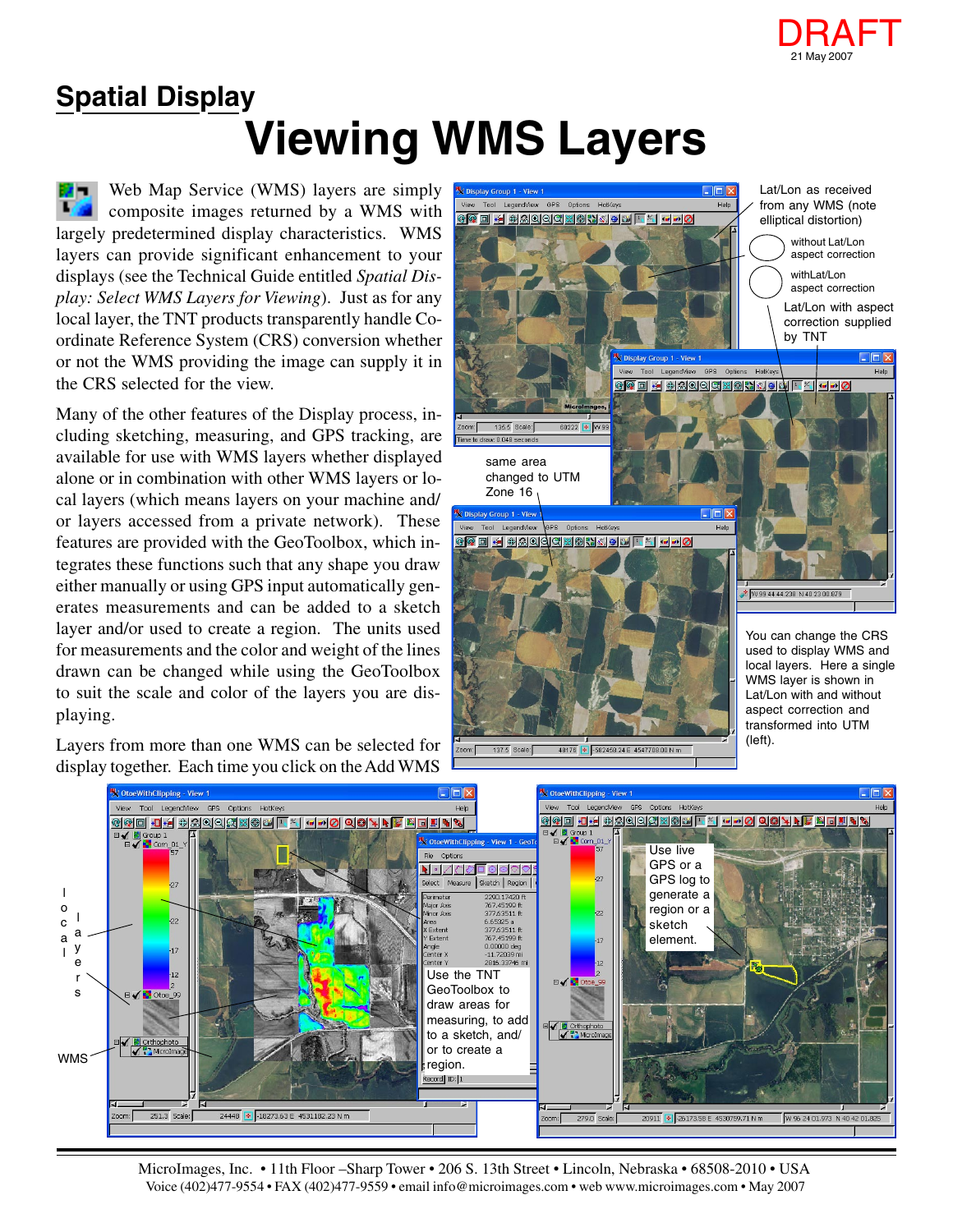DRAFT
21 May 2007

## Spatial Display

# Viewing WMS Layers

Web Map Service (WMS) layers are simply composite images returned by a WMS with largely predetermined display characteristics. WMS layers can provide significant enhancement to your displays (see the Technical Guide entitled *Spatial Display: Select WMS Layers for Viewing*). Just as for any local layer, the TNT products transparently handle Coordinate Reference System (CRS) conversion whether or not the WMS providing the image can supply it in the CRS selected for the view.

Many of the other features of the Display process, including sketching, measuring, and GPS tracking, are available for use with WMS layers whether displayed alone or in combination with other WMS layers or local layers (which means layers on your machine and/or layers accessed from a private network). These features are provided with the GeoToolbox, which integrates these functions such that any shape you draw either manually or using GPS input automatically generates measurements and can be added to a sketch layer and/or used to create a region. The units used for measurements and the color and weight of the lines drawn can be changed while using the GeoToolbox to suit the scale and color of the layers you are displaying.

Layers from more than one WMS can be selected for display together. Each time you click on the Add WMS

Lat/Lon as received from any WMS (note elliptical distortion)

without Lat/Lon aspect correction

with Lat/Lon aspect correction

Lat/Lon with aspect correction supplied by TNT

same area changed to UTM Zone 16

You can change the CRS used to display WMS and local layers. Here a single WMS layer is shown in Lat/Lon with and without aspect correction and transformed into UTM (left).

local layers

WMS

Use the TNT GeoToolbox to draw areas for measuring, to add to a sketch, and/or to create a region.

Use live GPS or a GPS log to generate a region or a sketch element.

MicroImages, Inc. • 11th Floor –Sharp Tower • 206 S. 13th Street • Lincoln, Nebraska • 68508-2010 • USA
Voice (402)477-9554 • FAX (402)477-9559 • email info@microimages.com • web www.microimages.com • May 2007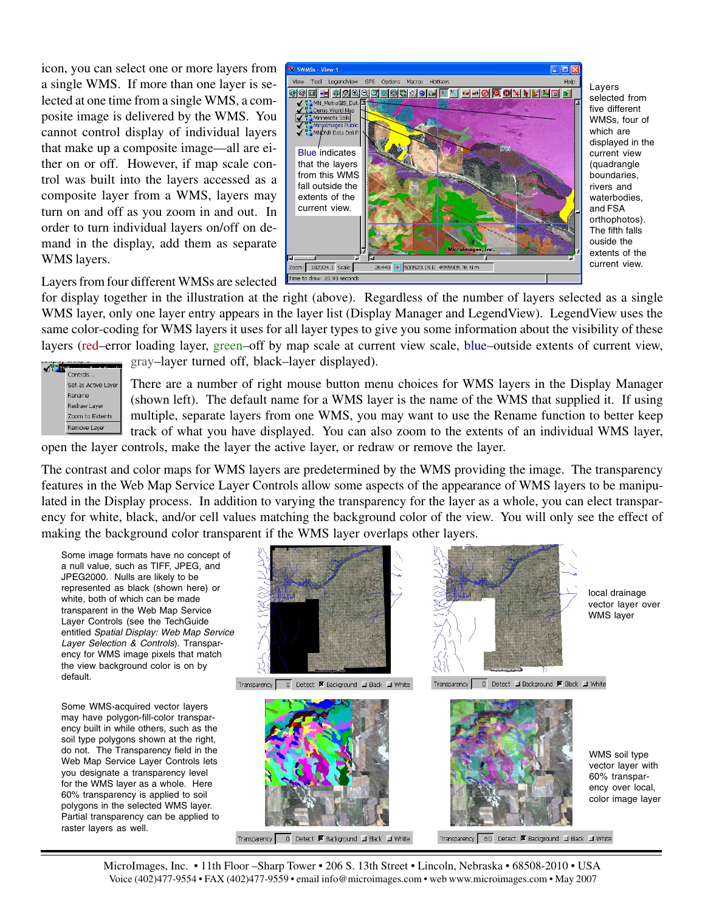icon, you can select one or more layers from a single WMS. If more than one layer is selected at one time from a single WMS, a composite image is delivered by the WMS. You cannot control display of individual layers that make up a composite image—all are either on or off. However, if map scale control was built into the layers accessed as a composite layer from a WMS, layers may turn on and off as you zoom in and out. In order to turn individual layers on/off on demand in the display, add them as separate WMS layers.

Blue indicates that the layers from this WMS fall outside the extents of the current view.

Layers selected from five different WMSs, four of which are displayed in the current view (quadrangle boundaries, rivers and waterbodies, and FSA orthophotos). The fifth falls ouside the extents of the current view.

Layers from four different WMSs are selected for display together in the illustration at the right (above). Regardless of the number of layers selected as a single WMS layer, only one layer entry appears in the layer list (Display Manager and LegendView). LegendView uses the same color-coding for WMS layers it uses for all layer types to give you some information about the visibility of these layers (red–error loading layer, green–off by map scale at current view scale, blue–outside extents of current view, gray–layer turned off, black–layer displayed).

There are a number of right mouse button menu choices for WMS layers in the Display Manager (shown left). The default name for a WMS layer is the name of the WMS that supplied it. If using multiple, separate layers from one WMS, you may want to use the Rename function to better keep track of what you have displayed. You can also zoom to the extents of an individual WMS layer, open the layer controls, make the layer the active layer, or redraw or remove the layer.

The contrast and color maps for WMS layers are predetermined by the WMS providing the image. The transparency features in the Web Map Service Layer Controls allow some aspects of the appearance of WMS layers to be manipulated in the Display process. In addition to varying the transparency for the layer as a whole, you can elect transparency for white, black, and/or cell values matching the background color of the view. You will only see the effect of making the background color transparent if the WMS layer overlaps other layers.

Some image formats have no concept of a null value, such as TIFF, JPEG, and JPEG2000. Nulls are likely to be represented as black (shown here) or white, both of which can be made transparent in the Web Map Service Layer Controls (see the TechGuide entitled *Spatial Display: Web Map Service Layer Selection & Controls*). Transparency for WMS image pixels that match the view background color is on by default.

local drainage vector layer over WMS layer

Some WMS-acquired vector layers may have polygon-fill-color transparency built in while others, such as the soil type polygons shown at the right, do not. The Transparency field in the Web Map Service Layer Controls lets you designate a transparency level for the WMS layer as a whole. Here 60% transparency is applied to soil polygons in the selected WMS layer. Partial transparency can be applied to raster layers as well.

WMS soil type vector layer with 60% transparency over local, color image layer

MicroImages, Inc. • 11th Floor –Sharp Tower • 206 S. 13th Street • Lincoln, Nebraska • 68508-2010 • USA
Voice (402)477-9554 • FAX (402)477-9559 • email info@microimages.com • web www.microimages.com • May 2007